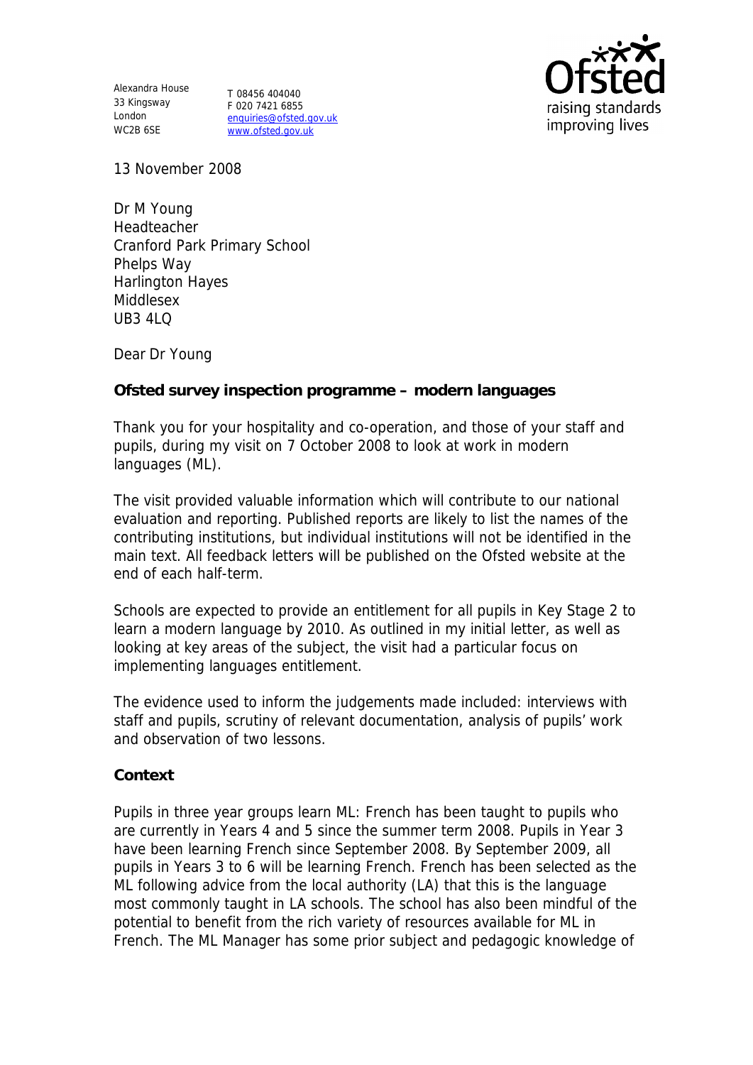Alexandra House
33 Kingsway
London
WC2B 6SE

T 08456 404040
F 020 7421 6855
enquiries@ofsted.gov.uk
www.ofsted.gov.uk

Ofsted
raising standards
improving lives

13 November 2008

Dr M Young
Headteacher
Cranford Park Primary School
Phelps Way
Harlington Hayes
Middlesex
UB3 4LQ

Dear Dr Young

**Ofsted survey inspection programme – modern languages**

Thank you for your hospitality and co-operation, and those of your staff and pupils, during my visit on 7 October 2008 to look at work in modern languages (ML).

The visit provided valuable information which will contribute to our national evaluation and reporting. Published reports are likely to list the names of the contributing institutions, but individual institutions will not be identified in the main text. All feedback letters will be published on the Ofsted website at the end of each half-term.

Schools are expected to provide an entitlement for all pupils in Key Stage 2 to learn a modern language by 2010. As outlined in my initial letter, as well as looking at key areas of the subject, the visit had a particular focus on implementing languages entitlement.

The evidence used to inform the judgements made included: interviews with staff and pupils, scrutiny of relevant documentation, analysis of pupils' work and observation of two lessons.

**Context**

Pupils in three year groups learn ML: French has been taught to pupils who are currently in Years 4 and 5 since the summer term 2008. Pupils in Year 3 have been learning French since September 2008. By September 2009, all pupils in Years 3 to 6 will be learning French. French has been selected as the ML following advice from the local authority (LA) that this is the language most commonly taught in LA schools. The school has also been mindful of the potential to benefit from the rich variety of resources available for ML in French. The ML Manager has some prior subject and pedagogic knowledge of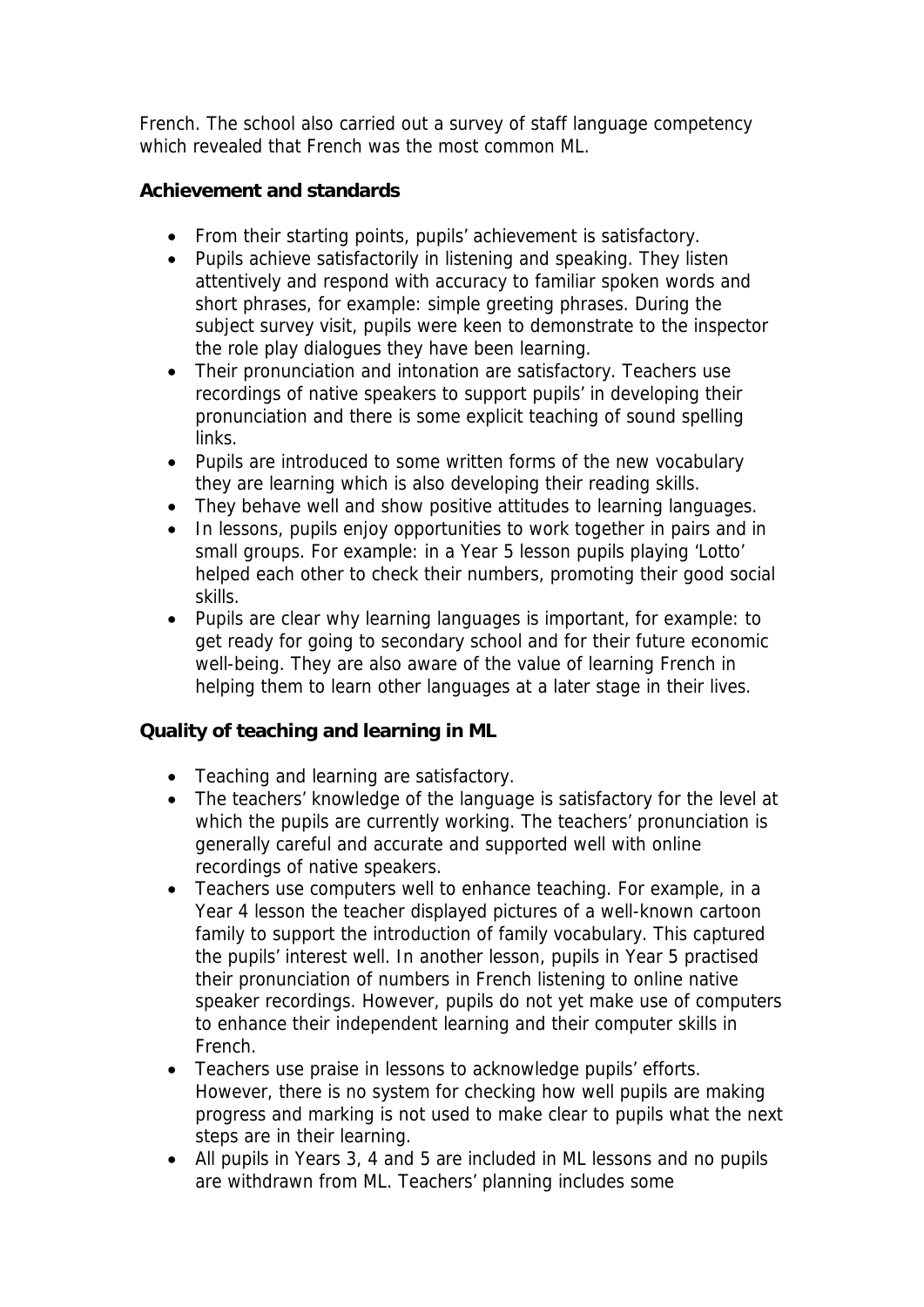French. The school also carried out a survey of staff language competency which revealed that French was the most common ML.

**Achievement and standards**

- From their starting points, pupils' achievement is satisfactory.
- Pupils achieve satisfactorily in listening and speaking. They listen attentively and respond with accuracy to familiar spoken words and short phrases, for example: simple greeting phrases. During the subject survey visit, pupils were keen to demonstrate to the inspector the role play dialogues they have been learning.
- Their pronunciation and intonation are satisfactory. Teachers use recordings of native speakers to support pupils' in developing their pronunciation and there is some explicit teaching of sound spelling links.
- Pupils are introduced to some written forms of the new vocabulary they are learning which is also developing their reading skills.
- They behave well and show positive attitudes to learning languages.
- In lessons, pupils enjoy opportunities to work together in pairs and in small groups. For example: in a Year 5 lesson pupils playing 'Lotto' helped each other to check their numbers, promoting their good social skills.
- Pupils are clear why learning languages is important, for example: to get ready for going to secondary school and for their future economic well-being. They are also aware of the value of learning French in helping them to learn other languages at a later stage in their lives.

**Quality of teaching and learning in ML**

- Teaching and learning are satisfactory.
- The teachers' knowledge of the language is satisfactory for the level at which the pupils are currently working. The teachers' pronunciation is generally careful and accurate and supported well with online recordings of native speakers.
- Teachers use computers well to enhance teaching. For example, in a Year 4 lesson the teacher displayed pictures of a well-known cartoon family to support the introduction of family vocabulary. This captured the pupils' interest well. In another lesson, pupils in Year 5 practised their pronunciation of numbers in French listening to online native speaker recordings. However, pupils do not yet make use of computers to enhance their independent learning and their computer skills in French.
- Teachers use praise in lessons to acknowledge pupils' efforts. However, there is no system for checking how well pupils are making progress and marking is not used to make clear to pupils what the next steps are in their learning.
- All pupils in Years 3, 4 and 5 are included in ML lessons and no pupils are withdrawn from ML. Teachers' planning includes some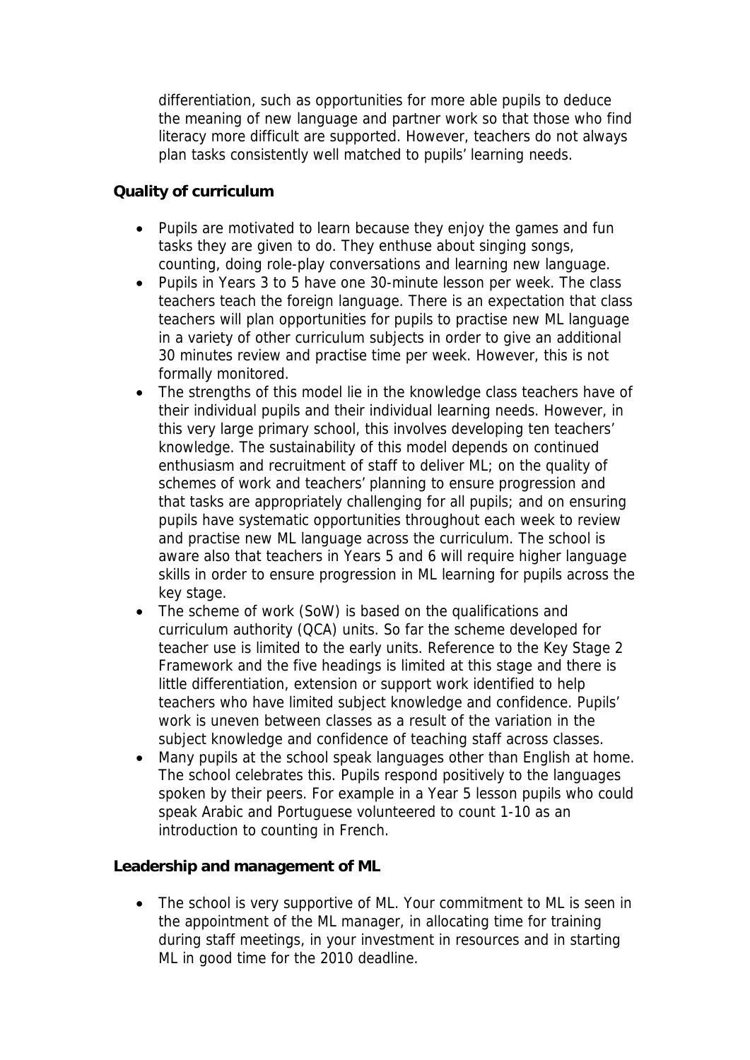differentiation, such as opportunities for more able pupils to deduce the meaning of new language and partner work so that those who find literacy more difficult are supported. However, teachers do not always plan tasks consistently well matched to pupils' learning needs.

**Quality of curriculum**

- Pupils are motivated to learn because they enjoy the games and fun tasks they are given to do. They enthuse about singing songs, counting, doing role-play conversations and learning new language.
- Pupils in Years 3 to 5 have one 30-minute lesson per week. The class teachers teach the foreign language. There is an expectation that class teachers will plan opportunities for pupils to practise new ML language in a variety of other curriculum subjects in order to give an additional 30 minutes review and practise time per week. However, this is not formally monitored.
- The strengths of this model lie in the knowledge class teachers have of their individual pupils and their individual learning needs. However, in this very large primary school, this involves developing ten teachers' knowledge. The sustainability of this model depends on continued enthusiasm and recruitment of staff to deliver ML; on the quality of schemes of work and teachers' planning to ensure progression and that tasks are appropriately challenging for all pupils; and on ensuring pupils have systematic opportunities throughout each week to review and practise new ML language across the curriculum. The school is aware also that teachers in Years 5 and 6 will require higher language skills in order to ensure progression in ML learning for pupils across the key stage.
- The scheme of work (SoW) is based on the qualifications and curriculum authority (QCA) units. So far the scheme developed for teacher use is limited to the early units. Reference to the Key Stage 2 Framework and the five headings is limited at this stage and there is little differentiation, extension or support work identified to help teachers who have limited subject knowledge and confidence. Pupils' work is uneven between classes as a result of the variation in the subject knowledge and confidence of teaching staff across classes.
- Many pupils at the school speak languages other than English at home. The school celebrates this. Pupils respond positively to the languages spoken by their peers. For example in a Year 5 lesson pupils who could speak Arabic and Portuguese volunteered to count 1-10 as an introduction to counting in French.

**Leadership and management of ML**

- The school is very supportive of ML. Your commitment to ML is seen in the appointment of the ML manager, in allocating time for training during staff meetings, in your investment in resources and in starting ML in good time for the 2010 deadline.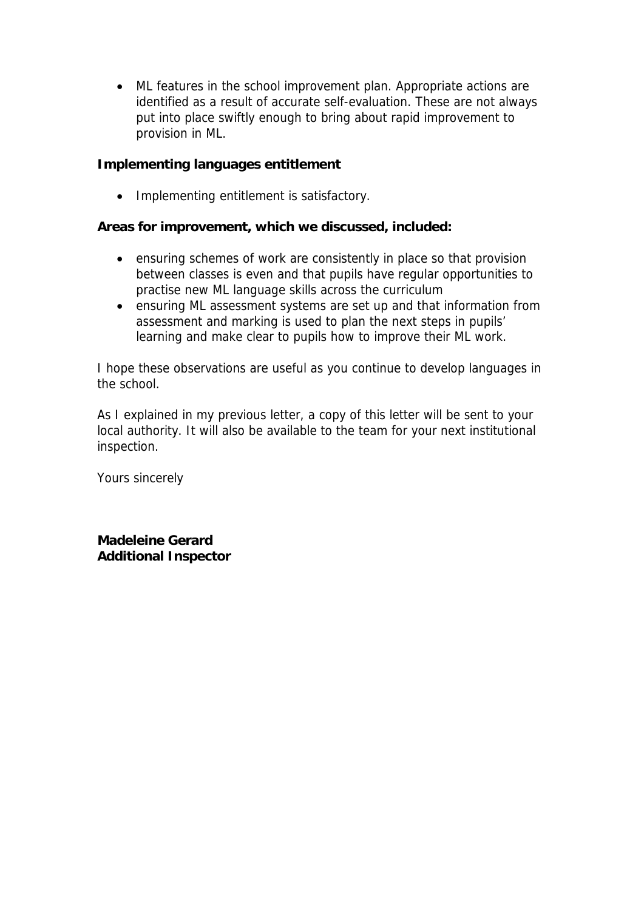- ML features in the school improvement plan. Appropriate actions are identified as a result of accurate self-evaluation. These are not always put into place swiftly enough to bring about rapid improvement to provision in ML.

**Implementing languages entitlement**

- Implementing entitlement is satisfactory.

**Areas for improvement, which we discussed, included:**

- ensuring schemes of work are consistently in place so that provision between classes is even and that pupils have regular opportunities to practise new ML language skills across the curriculum
- ensuring ML assessment systems are set up and that information from assessment and marking is used to plan the next steps in pupils' learning and make clear to pupils how to improve their ML work.

I hope these observations are useful as you continue to develop languages in the school.

As I explained in my previous letter, a copy of this letter will be sent to your local authority. It will also be available to the team for your next institutional inspection.

Yours sincerely

**Madeleine Gerard**
**Additional Inspector**